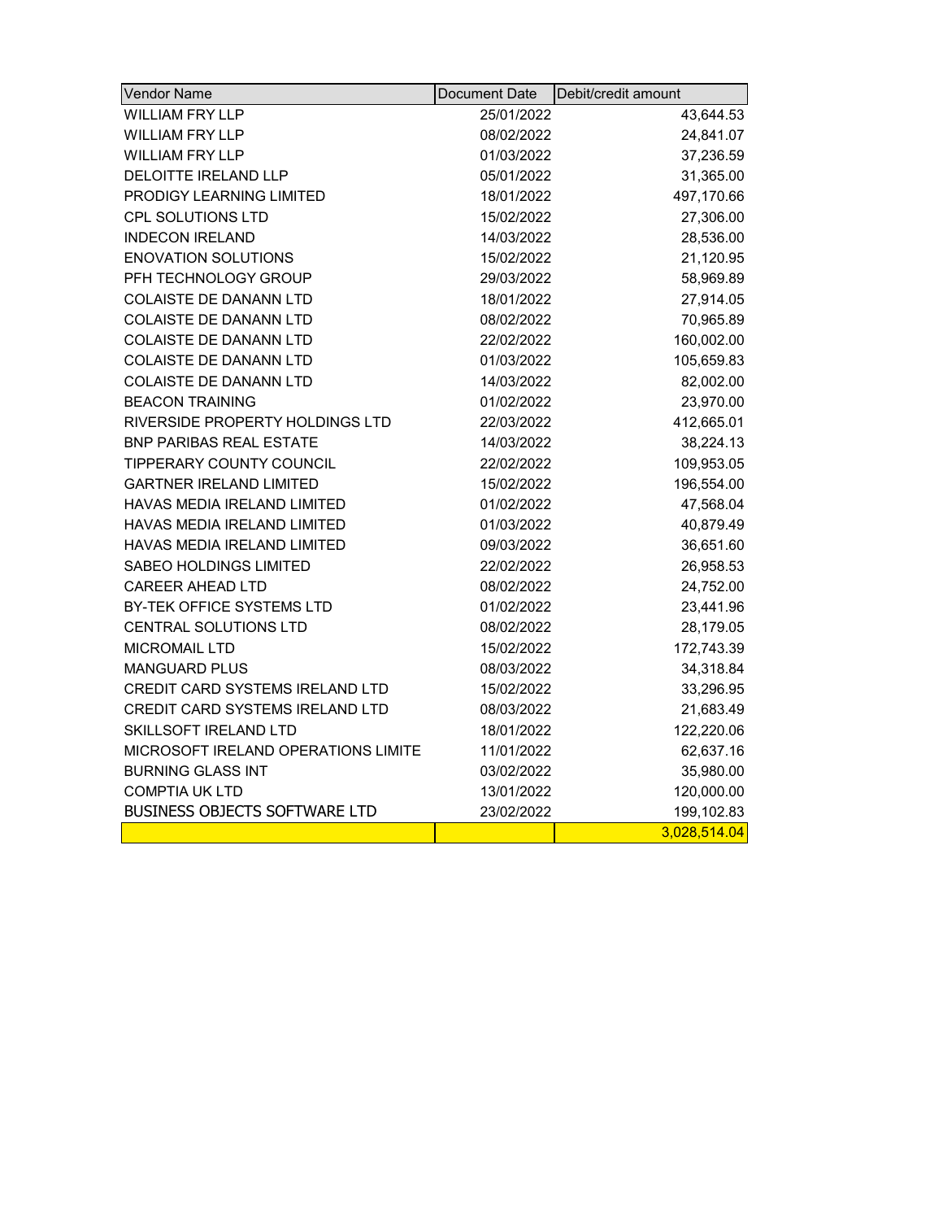| Vendor Name | Document Date | Debit/credit amount |
| --- | --- | --- |
| WILLIAM FRY LLP | 25/01/2022 | 43,644.53 |
| WILLIAM FRY LLP | 08/02/2022 | 24,841.07 |
| WILLIAM FRY LLP | 01/03/2022 | 37,236.59 |
| DELOITTE IRELAND LLP | 05/01/2022 | 31,365.00 |
| PRODIGY LEARNING LIMITED | 18/01/2022 | 497,170.66 |
| CPL SOLUTIONS LTD | 15/02/2022 | 27,306.00 |
| INDECON IRELAND | 14/03/2022 | 28,536.00 |
| ENOVATION SOLUTIONS | 15/02/2022 | 21,120.95 |
| PFH TECHNOLOGY GROUP | 29/03/2022 | 58,969.89 |
| COLAISTE DE DANANN LTD | 18/01/2022 | 27,914.05 |
| COLAISTE DE DANANN LTD | 08/02/2022 | 70,965.89 |
| COLAISTE DE DANANN LTD | 22/02/2022 | 160,002.00 |
| COLAISTE DE DANANN LTD | 01/03/2022 | 105,659.83 |
| COLAISTE DE DANANN LTD | 14/03/2022 | 82,002.00 |
| BEACON TRAINING | 01/02/2022 | 23,970.00 |
| RIVERSIDE PROPERTY HOLDINGS LTD | 22/03/2022 | 412,665.01 |
| BNP PARIBAS REAL ESTATE | 14/03/2022 | 38,224.13 |
| TIPPERARY COUNTY COUNCIL | 22/02/2022 | 109,953.05 |
| GARTNER IRELAND LIMITED | 15/02/2022 | 196,554.00 |
| HAVAS MEDIA IRELAND LIMITED | 01/02/2022 | 47,568.04 |
| HAVAS MEDIA IRELAND LIMITED | 01/03/2022 | 40,879.49 |
| HAVAS MEDIA IRELAND LIMITED | 09/03/2022 | 36,651.60 |
| SABEO HOLDINGS LIMITED | 22/02/2022 | 26,958.53 |
| CAREER AHEAD LTD | 08/02/2022 | 24,752.00 |
| BY-TEK OFFICE SYSTEMS LTD | 01/02/2022 | 23,441.96 |
| CENTRAL SOLUTIONS LTD | 08/02/2022 | 28,179.05 |
| MICROMAIL LTD | 15/02/2022 | 172,743.39 |
| MANGUARD PLUS | 08/03/2022 | 34,318.84 |
| CREDIT CARD SYSTEMS IRELAND LTD | 15/02/2022 | 33,296.95 |
| CREDIT CARD SYSTEMS IRELAND LTD | 08/03/2022 | 21,683.49 |
| SKILLSOFT IRELAND LTD | 18/01/2022 | 122,220.06 |
| MICROSOFT IRELAND OPERATIONS LIMITE | 11/01/2022 | 62,637.16 |
| BURNING GLASS INT | 03/02/2022 | 35,980.00 |
| COMPTIA UK LTD | 13/01/2022 | 120,000.00 |
| BUSINESS OBJECTS SOFTWARE LTD | 23/02/2022 | 199,102.83 |
| | | 3,028,514.04 |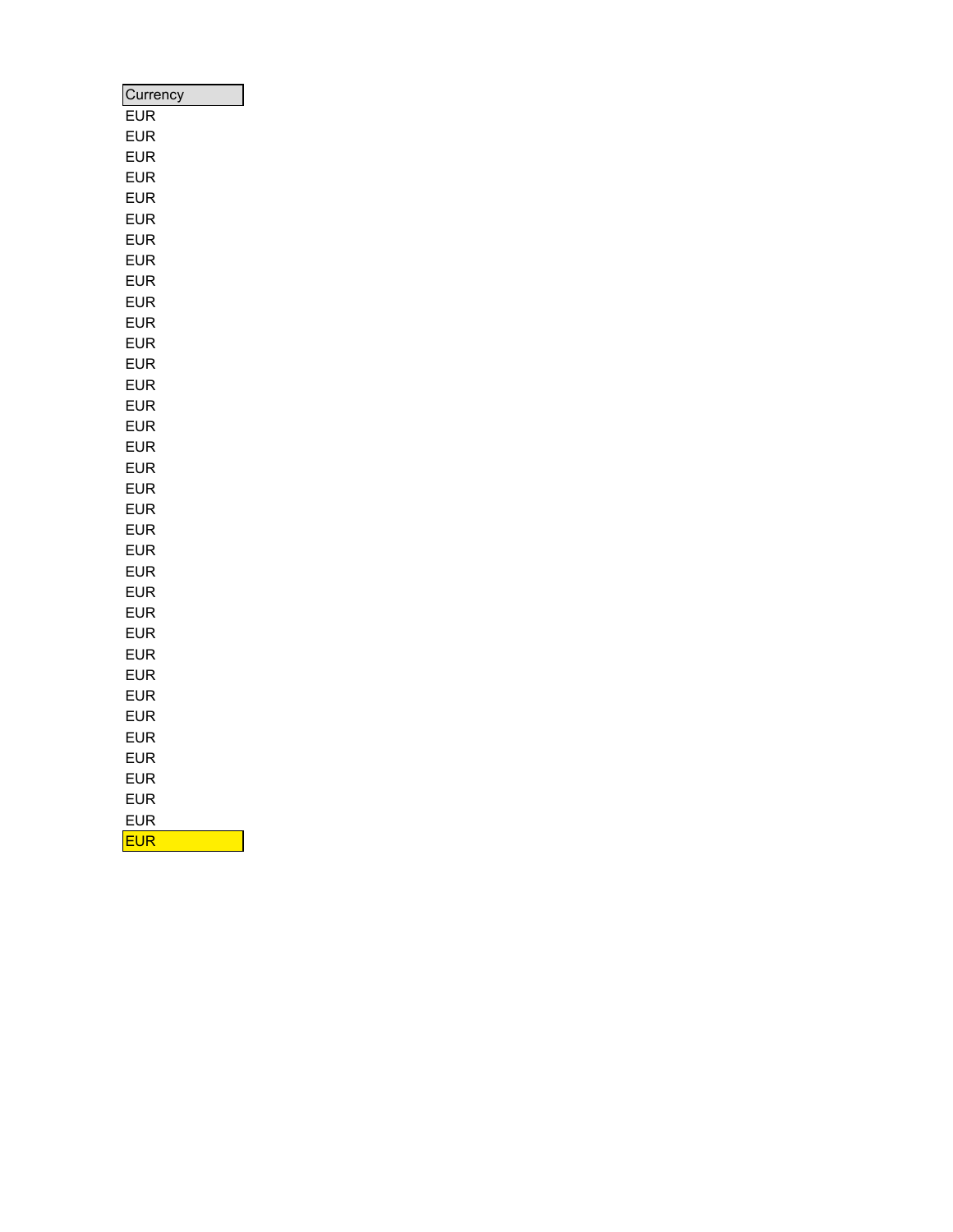| Currency |
| --- |
| EUR |
| EUR |
| EUR |
| EUR |
| EUR |
| EUR |
| EUR |
| EUR |
| EUR |
| EUR |
| EUR |
| EUR |
| EUR |
| EUR |
| EUR |
| EUR |
| EUR |
| EUR |
| EUR |
| EUR |
| EUR |
| EUR |
| EUR |
| EUR |
| EUR |
| EUR |
| EUR |
| EUR |
| EUR |
| EUR |
| EUR |
| EUR |
| EUR |
| EUR |
| EUR |
| EUR |